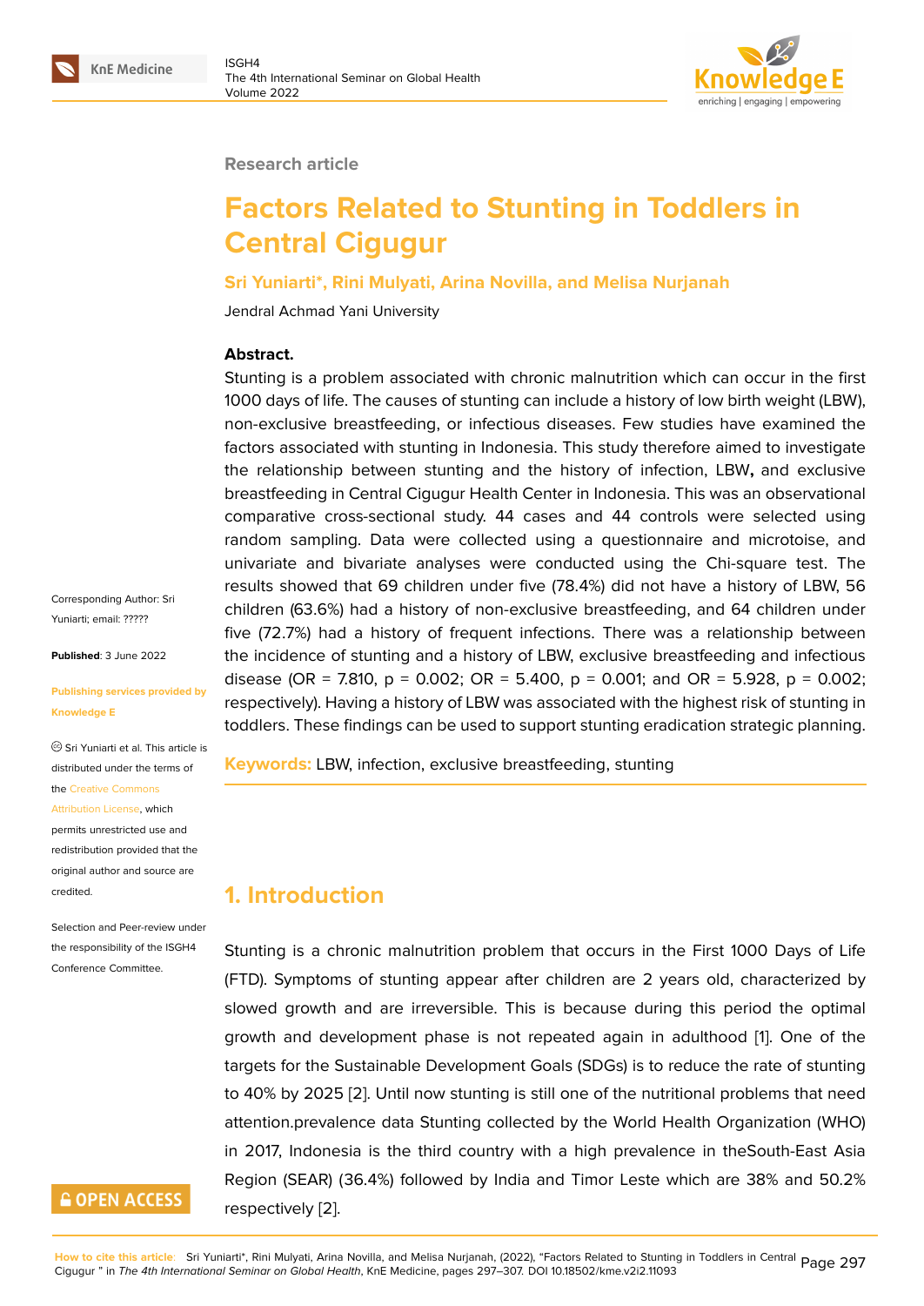Research article

# Factors Related to Stunting in Toddlers in Central Cigugur

**Sri Yuniarti*, Rini Mulyati, Arina Novilla, and Melisa Nurjanah**

Jendral Achmad Yani University

**Abstract.**

Stunting is a problem associated with chronic malnutrition which can occur in the first 1000 days of life. The causes of stunting can include a history of low birth weight (LBW), non-exclusive breastfeeding, or infectious diseases. Few studies have examined the factors associated with stunting in Indonesia. This study therefore aimed to investigate the relationship between stunting and the history of infection, LBW**,** and exclusive breastfeeding in Central Cigugur Health Center in Indonesia. This was an observational comparative cross-sectional study. 44 cases and 44 controls were selected using random sampling. Data were collected using a questionnaire and microtoise, and univariate and bivariate analyses were conducted using the Chi-square test. The results showed that 69 children under five (78.4%) did not have a history of LBW, 56 children (63.6%) had a history of non-exclusive breastfeeding, and 64 children under five (72.7%) had a history of frequent infections. There was a relationship between the incidence of stunting and a history of LBW, exclusive breastfeeding and infectious disease (OR = 7.810, p = 0.002; OR = 5.400, p = 0.001; and OR = 5.928, p = 0.002; respectively). Having a history of LBW was associated with the highest risk of stunting in toddlers. These findings can be used to support stunting eradication strategic planning.

**Keywords:** LBW, infection, exclusive breastfeeding, stunting

Corresponding Author: Sri Yuniarti; email: ?????

**Published**: 3 June 2022

**Publishing services provided by Knowledge E**

© Sri Yuniarti et al. This article is distributed under the terms of the Creative Commons Attribution License, which permits unrestricted use and redistribution provided that the original author and source are credited.

Selection and Peer-review under the responsibility of the ISGH4 Conference Committee.

## 1. Introduction

Stunting is a chronic malnutrition problem that occurs in the First 1000 Days of Life (FTD). Symptoms of stunting appear after children are 2 years old, characterized by slowed growth and are irreversible. This is because during this period the optimal growth and development phase is not repeated again in adulthood [1]. One of the targets for the Sustainable Development Goals (SDGs) is to reduce the rate of stunting to 40% by 2025 [2]. Until now stunting is still one of the nutritional problems that need attention.prevalence data Stunting collected by the World Health Organization (WHO) in 2017, Indonesia is the third country with a high prevalence in theSouth-East Asia Region (SEAR) (36.4%) followed by India and Timor Leste which are 38% and 50.2% respectively [2].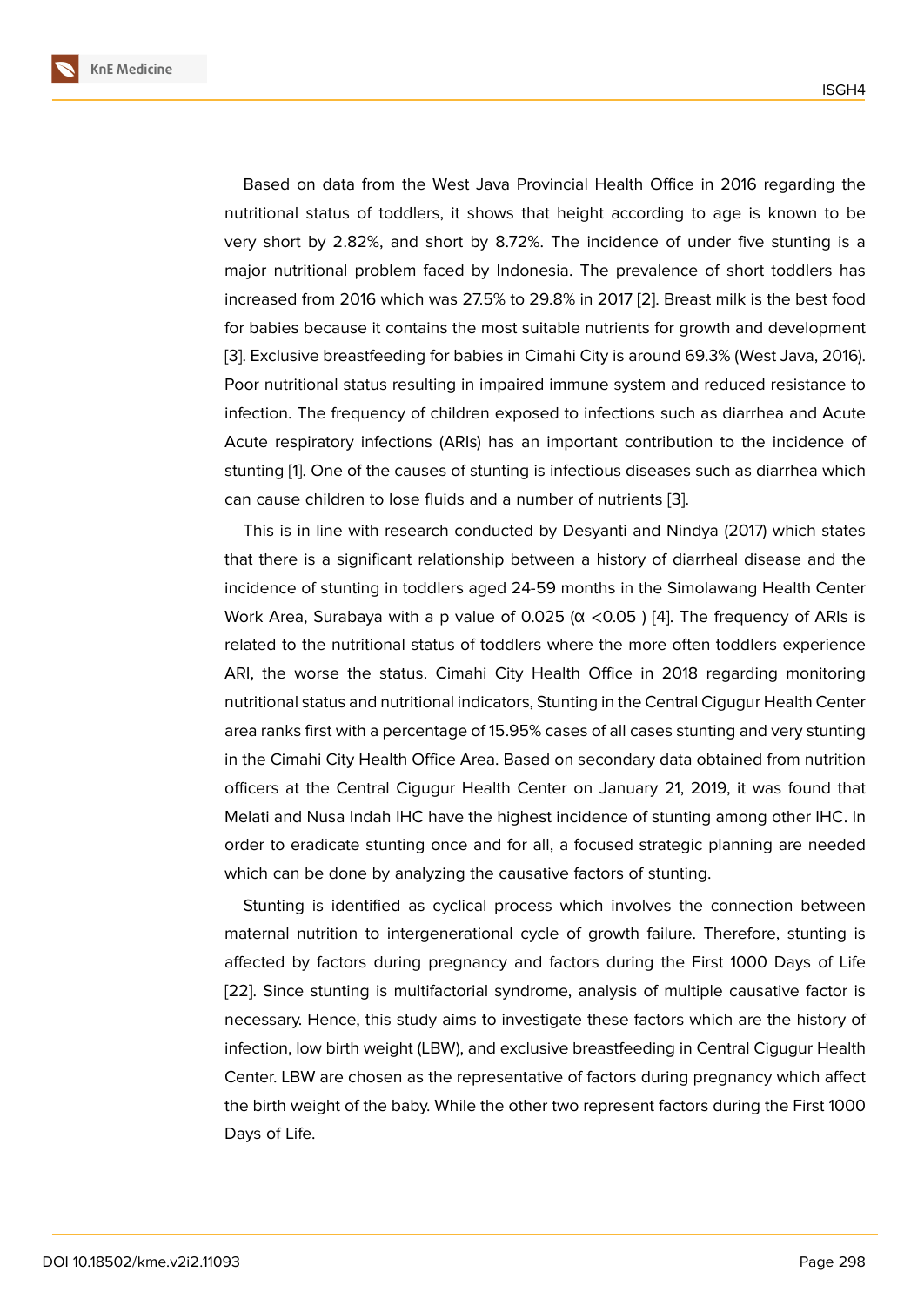Based on data from the West Java Provincial Health Office in 2016 regarding the nutritional status of toddlers, it shows that height according to age is known to be very short by 2.82%, and short by 8.72%. The incidence of under five stunting is a major nutritional problem faced by Indonesia. The prevalence of short toddlers has increased from 2016 which was 27.5% to 29.8% in 2017 [2]. Breast milk is the best food for babies because it contains the most suitable nutrients for growth and development [3]. Exclusive breastfeeding for babies in Cimahi City is around 69.3% (West Java, 2016). Poor nutritional status resulting in impaired immune system and reduced resistance to infection. The frequency of children exposed to infections such as diarrhea and Acute Acute respiratory infections (ARIs) has an important contribution to the incidence of stunting [1]. One of the causes of stunting is infectious diseases such as diarrhea which can cause children to lose fluids and a number of nutrients [3].

This is in line with research conducted by Desyanti and Nindya (2017) which states that there is a significant relationship between a history of diarrheal disease and the incidence of stunting in toddlers aged 24-59 months in the Simolawang Health Center Work Area, Surabaya with a p value of 0.025 ($\alpha < 0.05$) [4]. The frequency of ARIs is related to the nutritional status of toddlers where the more often toddlers experience ARI, the worse the status. Cimahi City Health Office in 2018 regarding monitoring nutritional status and nutritional indicators, Stunting in the Central Cigugur Health Center area ranks first with a percentage of 15.95% cases of all cases stunting and very stunting in the Cimahi City Health Office Area. Based on secondary data obtained from nutrition officers at the Central Cigugur Health Center on January 21, 2019, it was found that Melati and Nusa Indah IHC have the highest incidence of stunting among other IHC. In order to eradicate stunting once and for all, a focused strategic planning are needed which can be done by analyzing the causative factors of stunting.

Stunting is identified as cyclical process which involves the connection between maternal nutrition to intergenerational cycle of growth failure. Therefore, stunting is affected by factors during pregnancy and factors during the First 1000 Days of Life [22]. Since stunting is multifactorial syndrome, analysis of multiple causative factor is necessary. Hence, this study aims to investigate these factors which are the history of infection, low birth weight (LBW), and exclusive breastfeeding in Central Cigugur Health Center. LBW are chosen as the representative of factors during pregnancy which affect the birth weight of the baby. While the other two represent factors during the First 1000 Days of Life.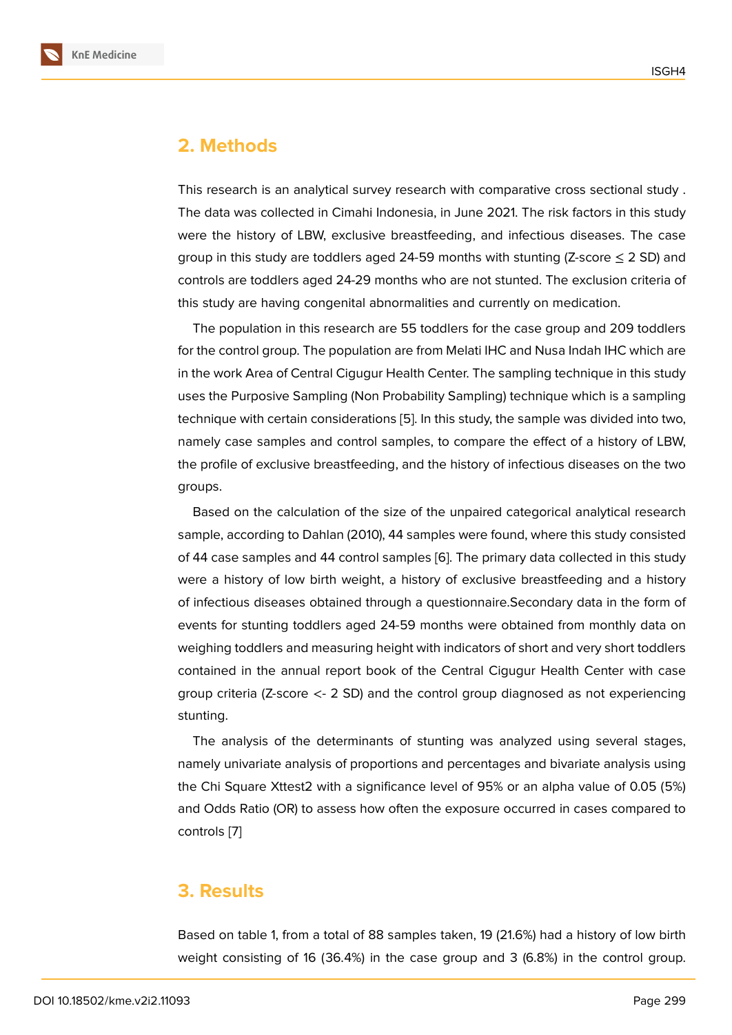## 2. Methods

This research is an analytical survey research with comparative cross sectional study . The data was collected in Cimahi Indonesia, in June 2021. The risk factors in this study were the history of LBW, exclusive breastfeeding, and infectious diseases. The case group in this study are toddlers aged 24-59 months with stunting (Z-score ≤ 2 SD) and controls are toddlers aged 24-29 months who are not stunted. The exclusion criteria of this study are having congenital abnormalities and currently on medication.

The population in this research are 55 toddlers for the case group and 209 toddlers for the control group. The population are from Melati IHC and Nusa Indah IHC which are in the work Area of Central Cigugur Health Center. The sampling technique in this study uses the Purposive Sampling (Non Probability Sampling) technique which is a sampling technique with certain considerations [5]. In this study, the sample was divided into two, namely case samples and control samples, to compare the effect of a history of LBW, the profile of exclusive breastfeeding, and the history of infectious diseases on the two groups.

Based on the calculation of the size of the unpaired categorical analytical research sample, according to Dahlan (2010), 44 samples were found, where this study consisted of 44 case samples and 44 control samples [6]. The primary data collected in this study were a history of low birth weight, a history of exclusive breastfeeding and a history of infectious diseases obtained through a questionnaire.Secondary data in the form of events for stunting toddlers aged 24-59 months were obtained from monthly data on weighing toddlers and measuring height with indicators of short and very short toddlers contained in the annual report book of the Central Cigugur Health Center with case group criteria (Z-score <- 2 SD) and the control group diagnosed as not experiencing stunting.

The analysis of the determinants of stunting was analyzed using several stages, namely univariate analysis of proportions and percentages and bivariate analysis using the Chi Square Xttest2 with a significance level of 95% or an alpha value of 0.05 (5%) and Odds Ratio (OR) to assess how often the exposure occurred in cases compared to controls [7]

## 3. Results

Based on table 1, from a total of 88 samples taken, 19 (21.6%) had a history of low birth weight consisting of 16 (36.4%) in the case group and 3 (6.8%) in the control group.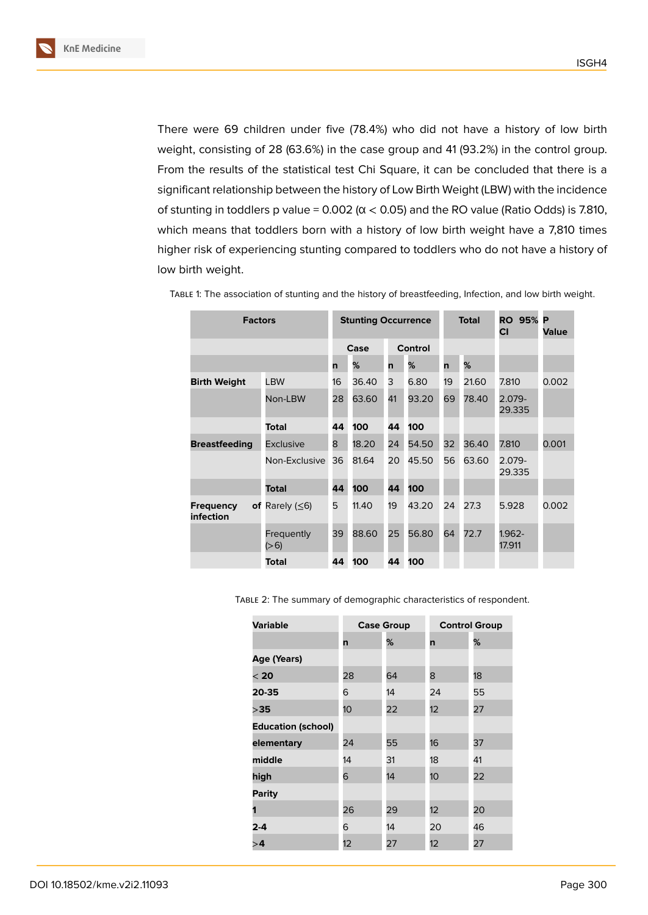There were 69 children under five (78.4%) who did not have a history of low birth weight, consisting of 28 (63.6%) in the case group and 41 (93.2%) in the control group. From the results of the statistical test Chi Square, it can be concluded that there is a significant relationship between the history of Low Birth Weight (LBW) with the incidence of stunting in toddlers p value = 0.002 (α < 0.05) and the RO value (Ratio Odds) is 7.810, which means that toddlers born with a history of low birth weight have a 7,810 times higher risk of experiencing stunting compared to toddlers who do not have a history of low birth weight.

Table 1: The association of stunting and the history of breastfeeding, Infection, and low birth weight.

| Factors | | Stunting Occurrence | | | | Total | | RO 95% CI | P Value |
|---|---|---|---|---|---|---|---|---|---|
| | | Case | | Control | | | | | |
| | | n | % | n | % | n | % | | |
| **Birth Weight** | LBW | 16 | 36.40 | 3 | 6.80 | 19 | 21.60 | 7.810 | 0.002 |
| | Non-LBW | 28 | 63.60 | 41 | 93.20 | 69 | 78.40 | 2.079-29.335 | |
| | **Total** | **44** | **100** | **44** | **100** | | | | |
| **Breastfeeding** | Exclusive | 8 | 18.20 | 24 | 54.50 | 32 | 36.40 | 7.810 | 0.001 |
| | Non-Exclusive | 36 | 81.64 | 20 | 45.50 | 56 | 63.60 | 2.079-29.335 | |
| | **Total** | **44** | **100** | **44** | **100** | | | | |
| **Frequency of infection** | Rarely (≤6) | 5 | 11.40 | 19 | 43.20 | 24 | 27.3 | 5.928 | 0.002 |
| | Frequently (>6) | 39 | 88.60 | 25 | 56.80 | 64 | 72.7 | 1.962-17.911 | |
| | **Total** | **44** | **100** | **44** | **100** | | | | |

Table 2: The summary of demographic characteristics of respondent.

| Variable | Case Group | | Control Group | |
|---|---|---|---|---|
| | n | % | n | % |
| **Age (Years)** | | | | |
| **< 20** | 28 | 64 | 8 | 18 |
| **20-35** | 6 | 14 | 24 | 55 |
| **>35** | 10 | 22 | 12 | 27 |
| **Education (school)** | | | | |
| **elementary** | 24 | 55 | 16 | 37 |
| **middle** | 14 | 31 | 18 | 41 |
| **high** | 6 | 14 | 10 | 22 |
| **Parity** | | | | |
| **1** | 26 | 29 | 12 | 20 |
| **2-4** | 6 | 14 | 20 | 46 |
| **>4** | 12 | 27 | 12 | 27 |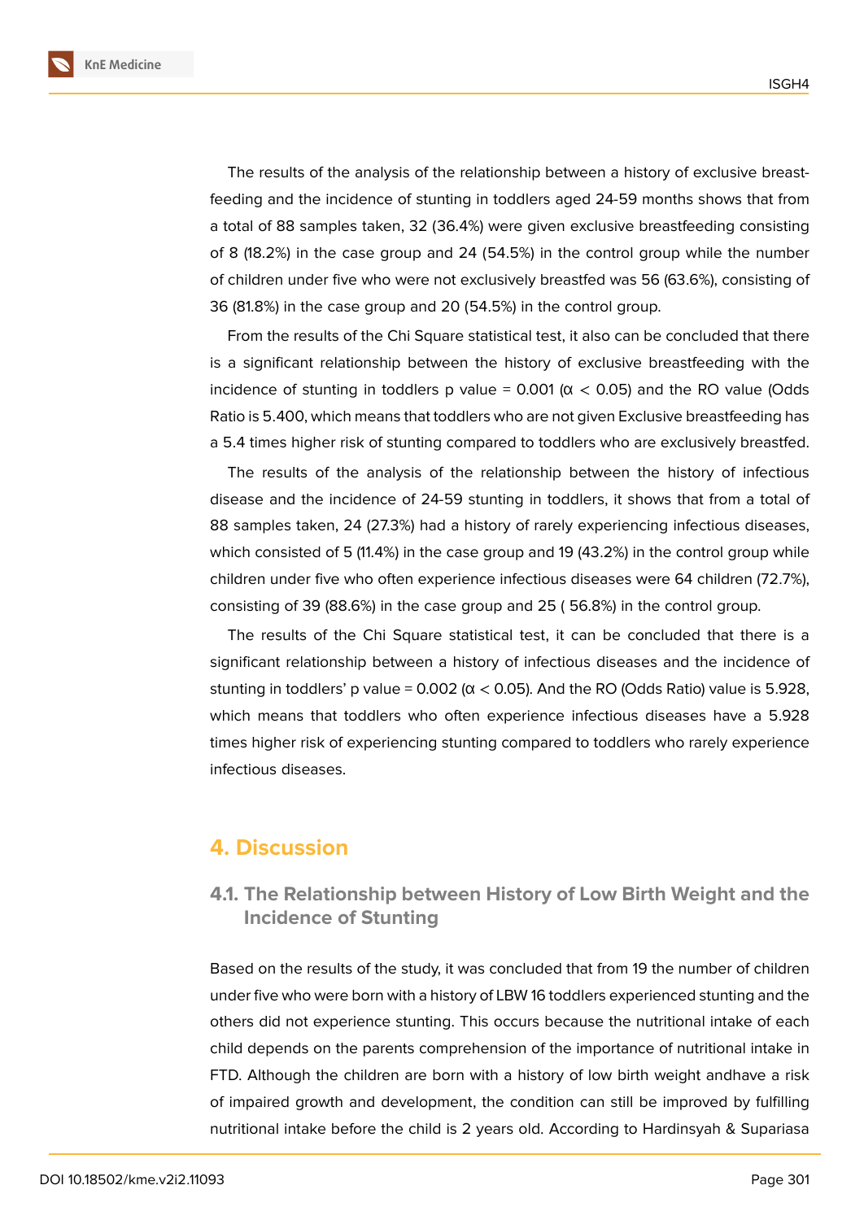The results of the analysis of the relationship between a history of exclusive breastfeeding and the incidence of stunting in toddlers aged 24-59 months shows that from a total of 88 samples taken, 32 (36.4%) were given exclusive breastfeeding consisting of 8 (18.2%) in the case group and 24 (54.5%) in the control group while the number of children under five who were not exclusively breastfed was 56 (63.6%), consisting of 36 (81.8%) in the case group and 20 (54.5%) in the control group.

From the results of the Chi Square statistical test, it also can be concluded that there is a significant relationship between the history of exclusive breastfeeding with the incidence of stunting in toddlers p value = 0.001 (α < 0.05) and the RO value (Odds Ratio is 5.400, which means that toddlers who are not given Exclusive breastfeeding has a 5.4 times higher risk of stunting compared to toddlers who are exclusively breastfed.

The results of the analysis of the relationship between the history of infectious disease and the incidence of 24-59 stunting in toddlers, it shows that from a total of 88 samples taken, 24 (27.3%) had a history of rarely experiencing infectious diseases, which consisted of 5 (11.4%) in the case group and 19 (43.2%) in the control group while children under five who often experience infectious diseases were 64 children (72.7%), consisting of 39 (88.6%) in the case group and 25 ( 56.8%) in the control group.

The results of the Chi Square statistical test, it can be concluded that there is a significant relationship between a history of infectious diseases and the incidence of stunting in toddlers' p value = 0.002 (α < 0.05). And the RO (Odds Ratio) value is 5.928, which means that toddlers who often experience infectious diseases have a 5.928 times higher risk of experiencing stunting compared to toddlers who rarely experience infectious diseases.

## 4. Discussion

### 4.1. The Relationship between History of Low Birth Weight and the Incidence of Stunting

Based on the results of the study, it was concluded that from 19 the number of children under five who were born with a history of LBW 16 toddlers experienced stunting and the others did not experience stunting. This occurs because the nutritional intake of each child depends on the parents comprehension of the importance of nutritional intake in FTD. Although the children are born with a history of low birth weight andhave a risk of impaired growth and development, the condition can still be improved by fulfilling nutritional intake before the child is 2 years old. According to Hardinsyah & Supariasa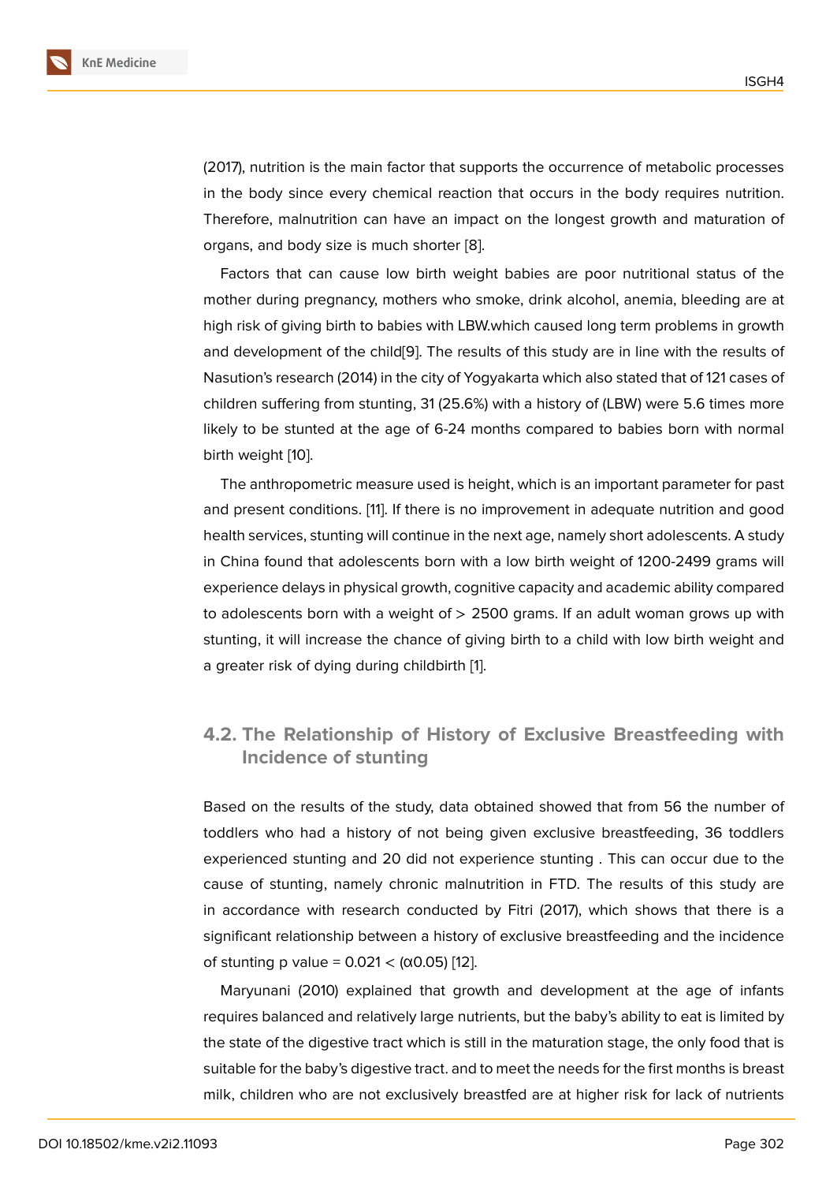(2017), nutrition is the main factor that supports the occurrence of metabolic processes in the body since every chemical reaction that occurs in the body requires nutrition. Therefore, malnutrition can have an impact on the longest growth and maturation of organs, and body size is much shorter [8].

Factors that can cause low birth weight babies are poor nutritional status of the mother during pregnancy, mothers who smoke, drink alcohol, anemia, bleeding are at high risk of giving birth to babies with LBW.which caused long term problems in growth and development of the child[9]. The results of this study are in line with the results of Nasution's research (2014) in the city of Yogyakarta which also stated that of 121 cases of children suffering from stunting, 31 (25.6%) with a history of (LBW) were 5.6 times more likely to be stunted at the age of 6-24 months compared to babies born with normal birth weight [10].

The anthropometric measure used is height, which is an important parameter for past and present conditions. [11]. If there is no improvement in adequate nutrition and good health services, stunting will continue in the next age, namely short adolescents. A study in China found that adolescents born with a low birth weight of 1200-2499 grams will experience delays in physical growth, cognitive capacity and academic ability compared to adolescents born with a weight of > 2500 grams. If an adult woman grows up with stunting, it will increase the chance of giving birth to a child with low birth weight and a greater risk of dying during childbirth [1].

## 4.2. The Relationship of History of Exclusive Breastfeeding with Incidence of stunting

Based on the results of the study, data obtained showed that from 56 the number of toddlers who had a history of not being given exclusive breastfeeding, 36 toddlers experienced stunting and 20 did not experience stunting . This can occur due to the cause of stunting, namely chronic malnutrition in FTD. The results of this study are in accordance with research conducted by Fitri (2017), which shows that there is a significant relationship between a history of exclusive breastfeeding and the incidence of stunting p value = 0.021 < ($\alpha$0.05) [12].

Maryunani (2010) explained that growth and development at the age of infants requires balanced and relatively large nutrients, but the baby's ability to eat is limited by the state of the digestive tract which is still in the maturation stage, the only food that is suitable for the baby's digestive tract. and to meet the needs for the first months is breast milk, children who are not exclusively breastfed are at higher risk for lack of nutrients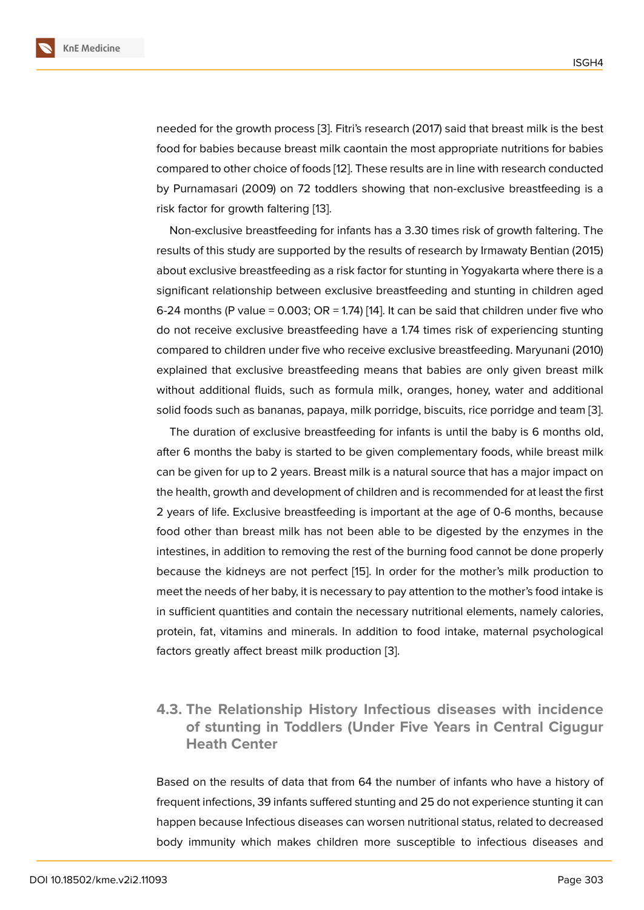needed for the growth process [3]. Fitri's research (2017) said that breast milk is the best food for babies because breast milk caontain the most appropriate nutritions for babies compared to other choice of foods [12]. These results are in line with research conducted by Purnamasari (2009) on 72 toddlers showing that non-exclusive breastfeeding is a risk factor for growth faltering [13].

Non-exclusive breastfeeding for infants has a 3.30 times risk of growth faltering. The results of this study are supported by the results of research by Irmawaty Bentian (2015) about exclusive breastfeeding as a risk factor for stunting in Yogyakarta where there is a significant relationship between exclusive breastfeeding and stunting in children aged 6-24 months (P value = 0.003; OR = 1.74) [14]. It can be said that children under five who do not receive exclusive breastfeeding have a 1.74 times risk of experiencing stunting compared to children under five who receive exclusive breastfeeding. Maryunani (2010) explained that exclusive breastfeeding means that babies are only given breast milk without additional fluids, such as formula milk, oranges, honey, water and additional solid foods such as bananas, papaya, milk porridge, biscuits, rice porridge and team [3].

The duration of exclusive breastfeeding for infants is until the baby is 6 months old, after 6 months the baby is started to be given complementary foods, while breast milk can be given for up to 2 years. Breast milk is a natural source that has a major impact on the health, growth and development of children and is recommended for at least the first 2 years of life. Exclusive breastfeeding is important at the age of 0-6 months, because food other than breast milk has not been able to be digested by the enzymes in the intestines, in addition to removing the rest of the burning food cannot be done properly because the kidneys are not perfect [15]. In order for the mother's milk production to meet the needs of her baby, it is necessary to pay attention to the mother's food intake is in sufficient quantities and contain the necessary nutritional elements, namely calories, protein, fat, vitamins and minerals. In addition to food intake, maternal psychological factors greatly affect breast milk production [3].

### 4.3. The Relationship History Infectious diseases with incidence of stunting in Toddlers (Under Five Years in Central Cigugur Heath Center

Based on the results of data that from 64 the number of infants who have a history of frequent infections, 39 infants suffered stunting and 25 do not experience stunting it can happen because Infectious diseases can worsen nutritional status, related to decreased body immunity which makes children more susceptible to infectious diseases and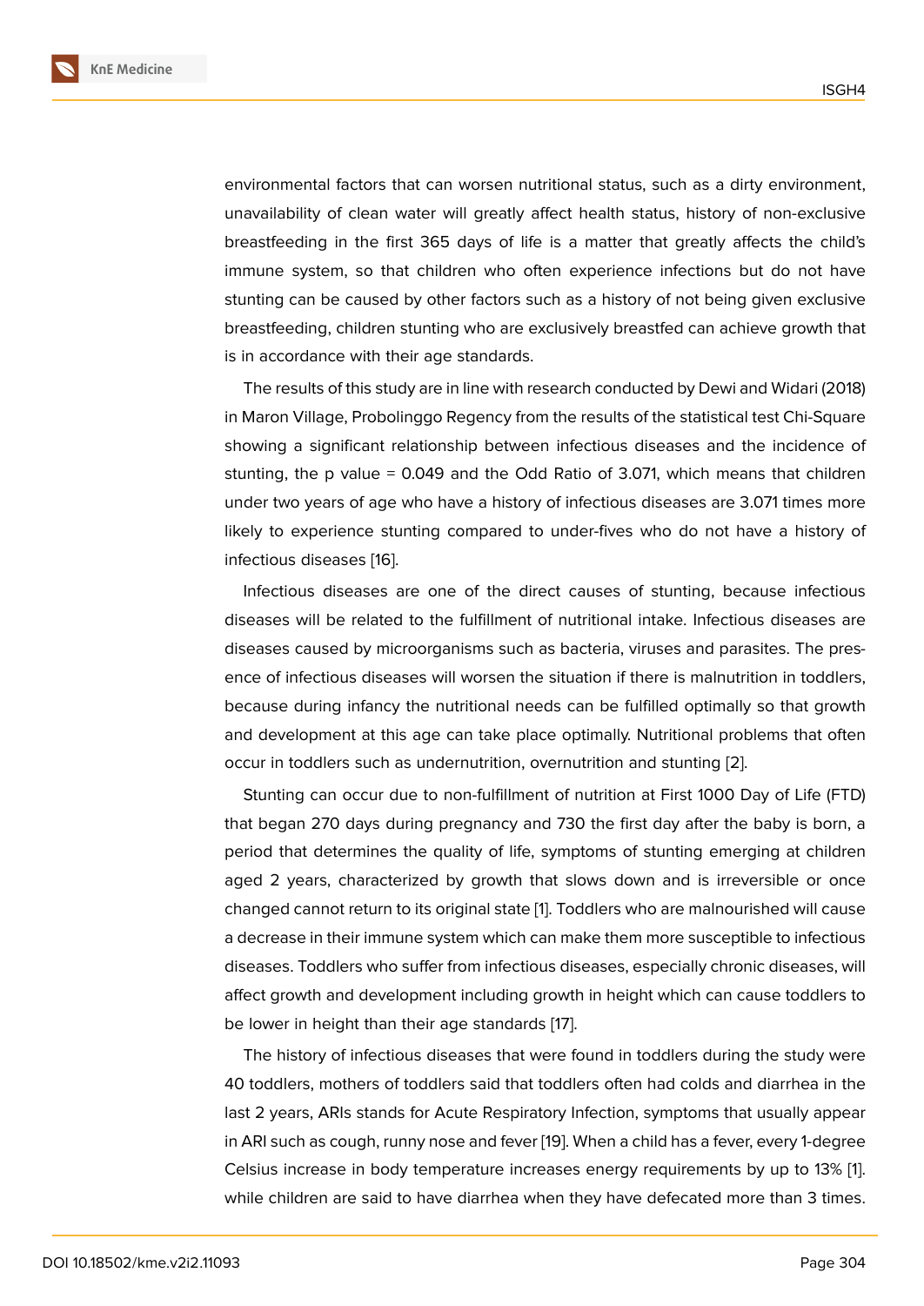environmental factors that can worsen nutritional status, such as a dirty environment, unavailability of clean water will greatly affect health status, history of non-exclusive breastfeeding in the first 365 days of life is a matter that greatly affects the child's immune system, so that children who often experience infections but do not have stunting can be caused by other factors such as a history of not being given exclusive breastfeeding, children stunting who are exclusively breastfed can achieve growth that is in accordance with their age standards.

The results of this study are in line with research conducted by Dewi and Widari (2018) in Maron Village, Probolinggo Regency from the results of the statistical test Chi-Square showing a significant relationship between infectious diseases and the incidence of stunting, the p value = 0.049 and the Odd Ratio of 3.071, which means that children under two years of age who have a history of infectious diseases are 3.071 times more likely to experience stunting compared to under-fives who do not have a history of infectious diseases [16].

Infectious diseases are one of the direct causes of stunting, because infectious diseases will be related to the fulfillment of nutritional intake. Infectious diseases are diseases caused by microorganisms such as bacteria, viruses and parasites. The presence of infectious diseases will worsen the situation if there is malnutrition in toddlers, because during infancy the nutritional needs can be fulfilled optimally so that growth and development at this age can take place optimally. Nutritional problems that often occur in toddlers such as undernutrition, overnutrition and stunting [2].

Stunting can occur due to non-fulfillment of nutrition at First 1000 Day of Life (FTD) that began 270 days during pregnancy and 730 the first day after the baby is born, a period that determines the quality of life, symptoms of stunting emerging at children aged 2 years, characterized by growth that slows down and is irreversible or once changed cannot return to its original state [1]. Toddlers who are malnourished will cause a decrease in their immune system which can make them more susceptible to infectious diseases. Toddlers who suffer from infectious diseases, especially chronic diseases, will affect growth and development including growth in height which can cause toddlers to be lower in height than their age standards [17].

The history of infectious diseases that were found in toddlers during the study were 40 toddlers, mothers of toddlers said that toddlers often had colds and diarrhea in the last 2 years, ARIs stands for Acute Respiratory Infection, symptoms that usually appear in ARI such as cough, runny nose and fever [19]. When a child has a fever, every 1-degree Celsius increase in body temperature increases energy requirements by up to 13% [1]. while children are said to have diarrhea when they have defecated more than 3 times.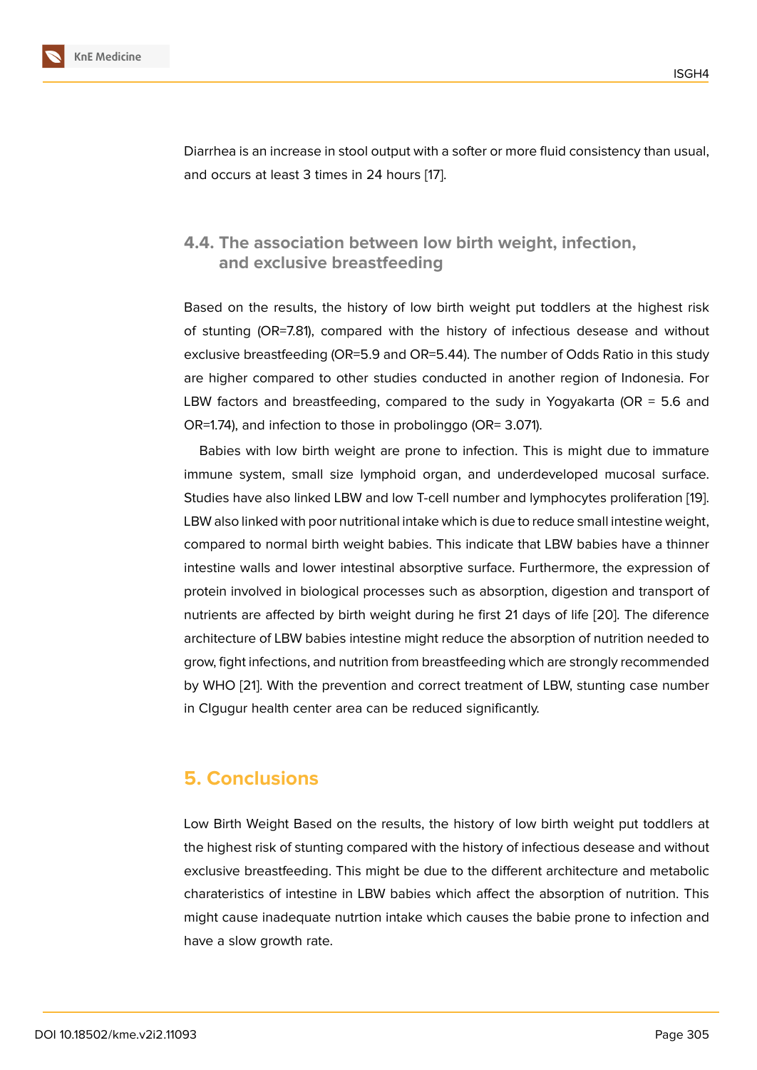Diarrhea is an increase in stool output with a softer or more fluid consistency than usual, and occurs at least 3 times in 24 hours [17].

### 4.4. The association between low birth weight, infection, and exclusive breastfeeding

Based on the results, the history of low birth weight put toddlers at the highest risk of stunting (OR=7.81), compared with the history of infectious desease and without exclusive breastfeeding (OR=5.9 and OR=5.44). The number of Odds Ratio in this study are higher compared to other studies conducted in another region of Indonesia. For LBW factors and breastfeeding, compared to the sudy in Yogyakarta (OR = 5.6 and OR=1.74), and infection to those in probolinggo (OR= 3.071).

Babies with low birth weight are prone to infection. This is might due to immature immune system, small size lymphoid organ, and underdeveloped mucosal surface. Studies have also linked LBW and low T-cell number and lymphocytes proliferation [19]. LBW also linked with poor nutritional intake which is due to reduce small intestine weight, compared to normal birth weight babies. This indicate that LBW babies have a thinner intestine walls and lower intestinal absorptive surface. Furthermore, the expression of protein involved in biological processes such as absorption, digestion and transport of nutrients are affected by birth weight during he first 21 days of life [20]. The diference architecture of LBW babies intestine might reduce the absorption of nutrition needed to grow, fight infections, and nutrition from breastfeeding which are strongly recommended by WHO [21]. With the prevention and correct treatment of LBW, stunting case number in CIgugur health center area can be reduced significantly.

## 5. Conclusions

Low Birth Weight Based on the results, the history of low birth weight put toddlers at the highest risk of stunting compared with the history of infectious desease and without exclusive breastfeeding. This might be due to the different architecture and metabolic charateristics of intestine in LBW babies which affect the absorption of nutrition. This might cause inadequate nutrtion intake which causes the babie prone to infection and have a slow growth rate.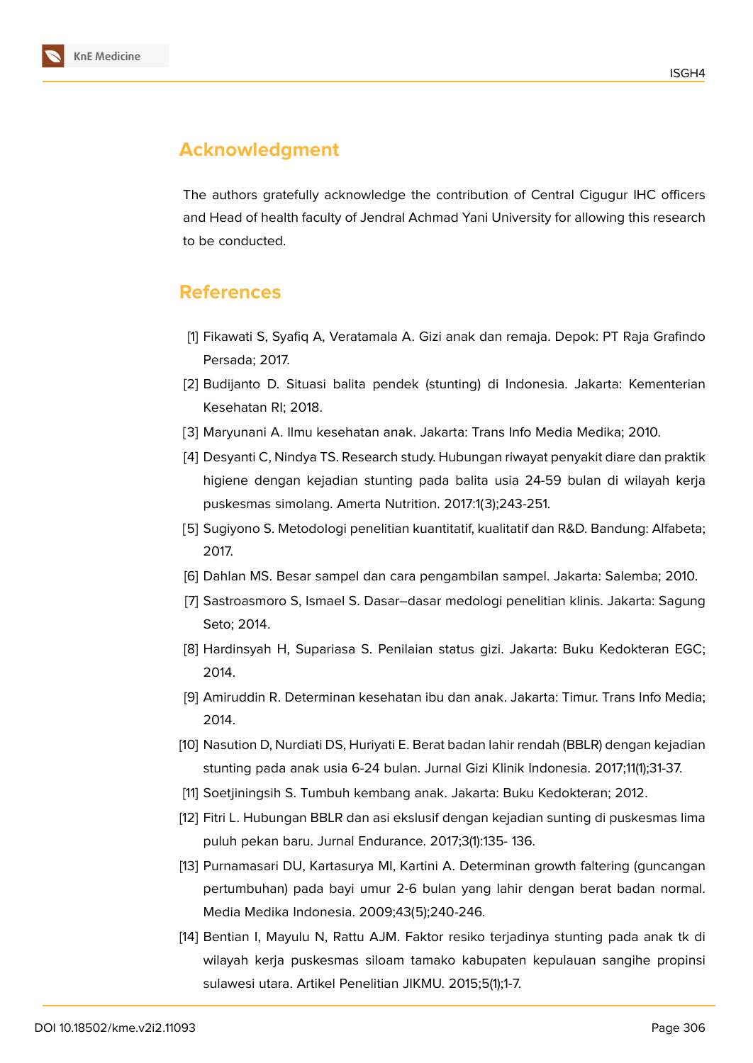## Acknowledgment

The authors gratefully acknowledge the contribution of Central Cigugur IHC officers and Head of health faculty of Jendral Achmad Yani University for allowing this research to be conducted.

## References

[1] Fikawati S, Syafiq A, Veratamala A. Gizi anak dan remaja. Depok: PT Raja Grafindo Persada; 2017.

[2] Budijanto D. Situasi balita pendek (stunting) di Indonesia. Jakarta: Kementerian Kesehatan RI; 2018.

[3] Maryunani A. Ilmu kesehatan anak. Jakarta: Trans Info Media Medika; 2010.

[4] Desyanti C, Nindya TS. Research study. Hubungan riwayat penyakit diare dan praktik higiene dengan kejadian stunting pada balita usia 24-59 bulan di wilayah kerja puskesmas simolang. Amerta Nutrition. 2017:1(3);243-251.

[5] Sugiyono S. Metodologi penelitian kuantitatif, kualitatif dan R&D. Bandung: Alfabeta; 2017.

[6] Dahlan MS. Besar sampel dan cara pengambilan sampel. Jakarta: Salemba; 2010.

[7] Sastroasmoro S, Ismael S. Dasar–dasar medologi penelitian klinis. Jakarta: Sagung Seto; 2014.

[8] Hardinsyah H, Supariasa S. Penilaian status gizi. Jakarta: Buku Kedokteran EGC; 2014.

[9] Amiruddin R. Determinan kesehatan ibu dan anak. Jakarta: Timur. Trans Info Media; 2014.

[10] Nasution D, Nurdiati DS, Huriyati E. Berat badan lahir rendah (BBLR) dengan kejadian stunting pada anak usia 6-24 bulan. Jurnal Gizi Klinik Indonesia. 2017;11(1);31-37.

[11] Soetjiningsih S. Tumbuh kembang anak. Jakarta: Buku Kedokteran; 2012.

[12] Fitri L. Hubungan BBLR dan asi ekslusif dengan kejadian sunting di puskesmas lima puluh pekan baru. Jurnal Endurance. 2017;3(1):135- 136.

[13] Purnamasari DU, Kartasurya MI, Kartini A. Determinan growth faltering (guncangan pertumbuhan) pada bayi umur 2-6 bulan yang lahir dengan berat badan normal. Media Medika Indonesia. 2009;43(5);240-246.

[14] Bentian I, Mayulu N, Rattu AJM. Faktor resiko terjadinya stunting pada anak tk di wilayah kerja puskesmas siloam tamako kabupaten kepulauan sangihe propinsi sulawesi utara. Artikel Penelitian JIKMU. 2015;5(1);1-7.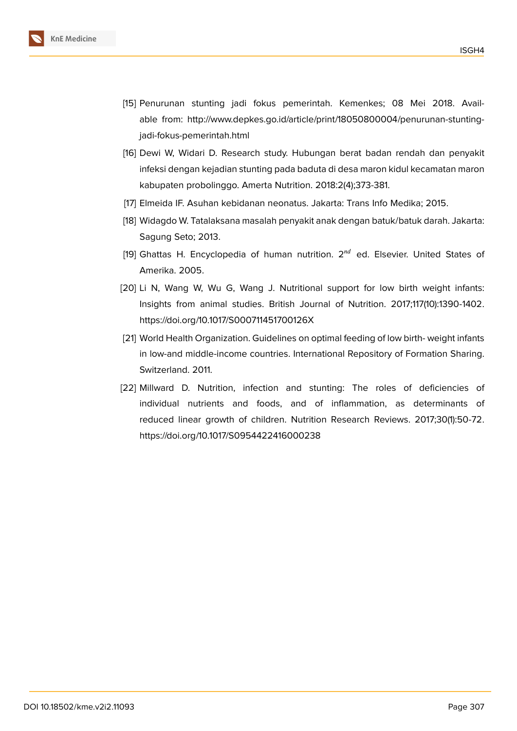[15] Penurunan stunting jadi fokus pemerintah. Kemenkes; 08 Mei 2018. Available from: http://www.depkes.go.id/article/print/18050800004/penurunan-stunting-jadi-fokus-pemerintah.html

[16] Dewi W, Widari D. Research study. Hubungan berat badan rendah dan penyakit infeksi dengan kejadian stunting pada baduta di desa maron kidul kecamatan maron kabupaten probolinggo. Amerta Nutrition. 2018:2(4);373-381.

[17] Elmeida IF. Asuhan kebidanan neonatus. Jakarta: Trans Info Medika; 2015.

[18] Widagdo W. Tatalaksana masalah penyakit anak dengan batuk/batuk darah. Jakarta: Sagung Seto; 2013.

[19] Ghattas H. Encyclopedia of human nutrition. $2^{nd}$ ed. Elsevier. United States of Amerika. 2005.

[20] Li N, Wang W, Wu G, Wang J. Nutritional support for low birth weight infants: Insights from animal studies. British Journal of Nutrition. 2017;117(10):1390-1402. https://doi.org/10.1017/S000711451700126X

[21] World Health Organization. Guidelines on optimal feeding of low birth- weight infants in low-and middle-income countries. International Repository of Formation Sharing. Switzerland. 2011.

[22] Millward D. Nutrition, infection and stunting: The roles of deficiencies of individual nutrients and foods, and of inflammation, as determinants of reduced linear growth of children. Nutrition Research Reviews. 2017;30(1):50-72. https://doi.org/10.1017/S0954422416000238